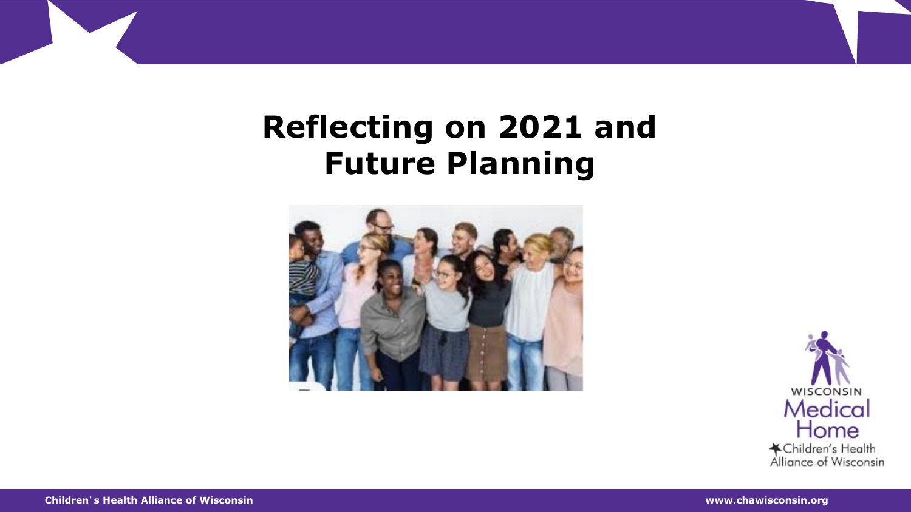# Reflecting on 2021 and Future Planning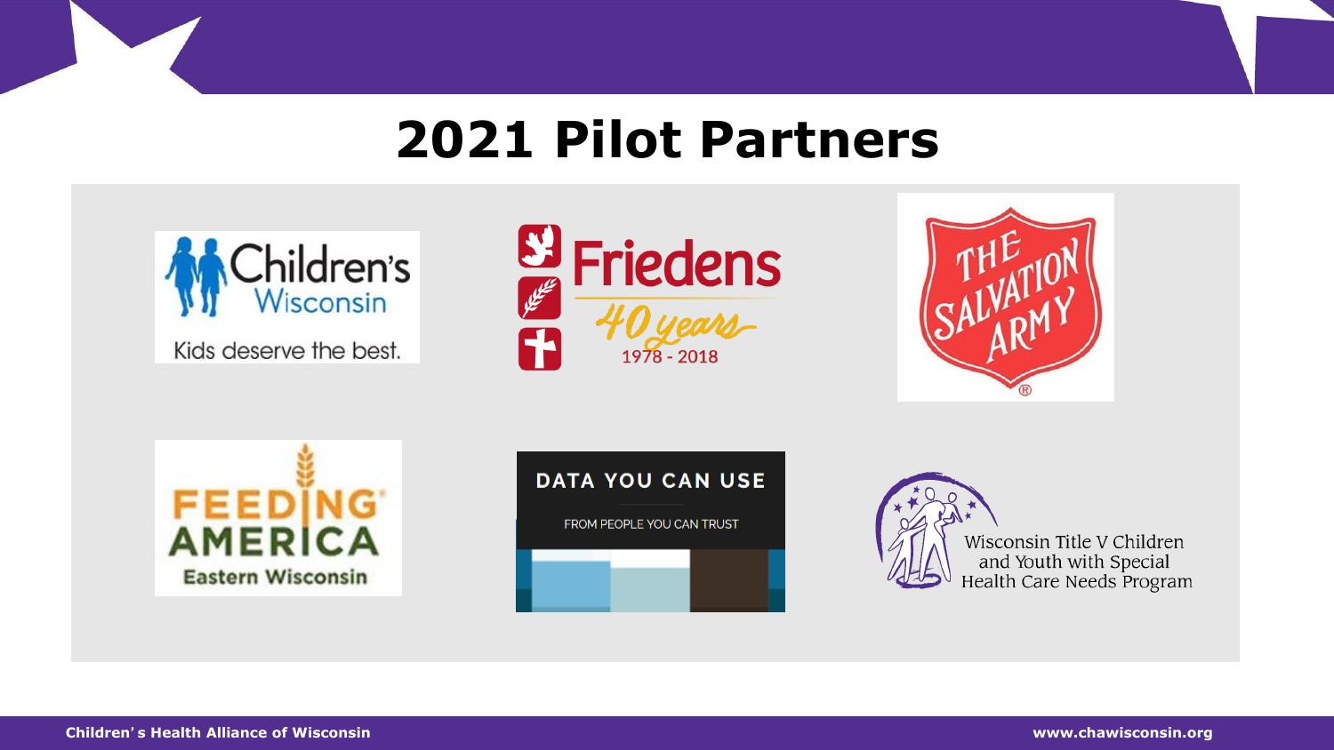# 2021 Pilot Partners

Children's Wisconsin
Kids deserve the best.

Friedens
40 years
1978 - 2018

THE SALVATION ARMY

FEEDING AMERICA
Eastern Wisconsin

DATA YOU CAN USE
FROM PEOPLE YOU CAN TRUST

Wisconsin Title V Children and Youth with Special Health Care Needs Program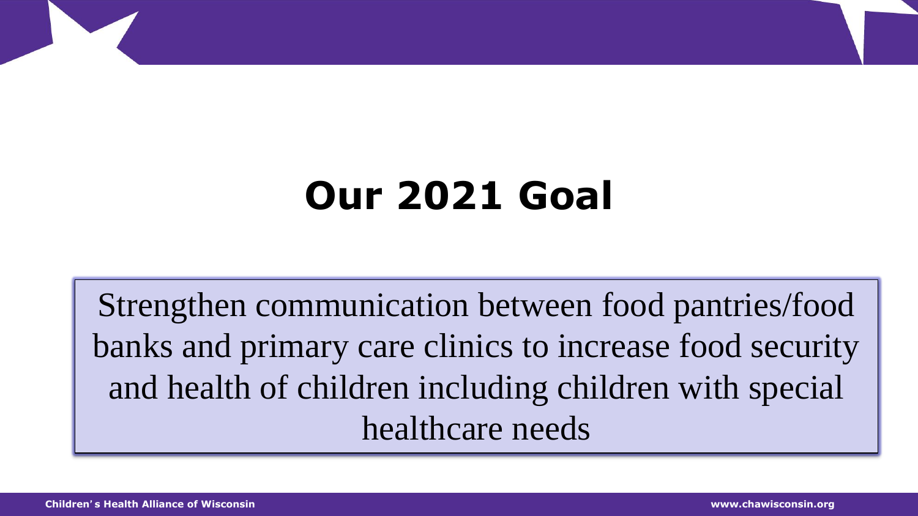# Our 2021 Goal

Strengthen communication between food pantries/food banks and primary care clinics to increase food security and health of children including children with special healthcare needs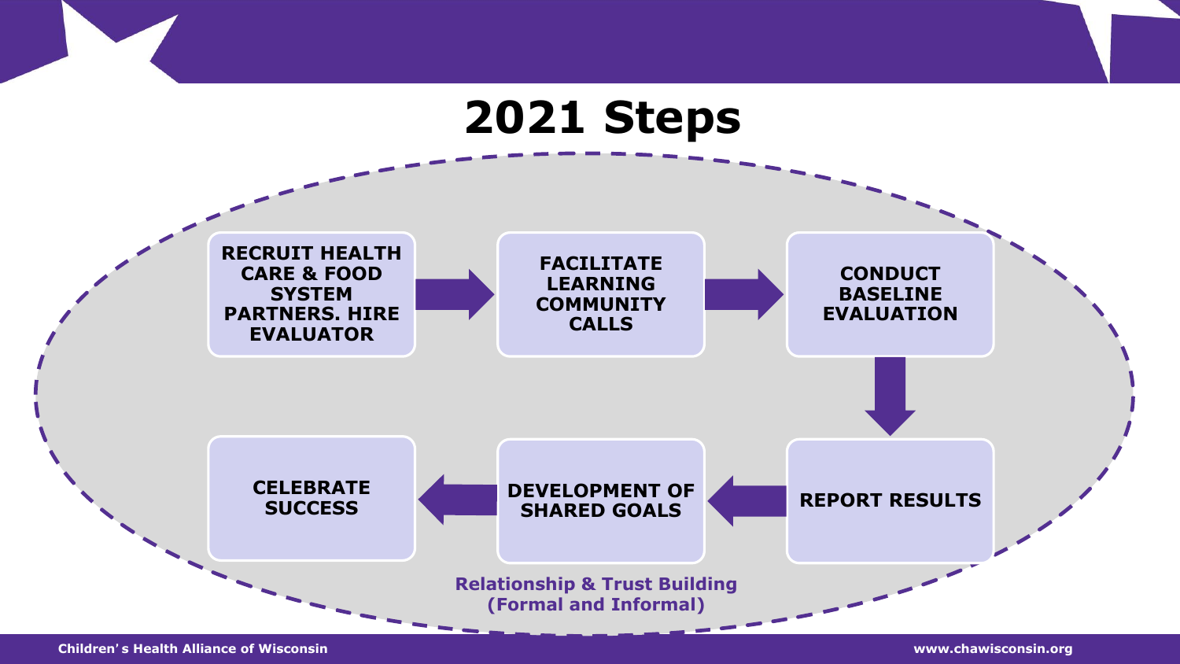# 2021 Steps

1. RECRUIT HEALTH CARE & FOOD SYSTEM PARTNERS. HIRE EVALUATOR
2. FACILITATE LEARNING COMMUNITY CALLS
3. CONDUCT BASELINE EVALUATION
4. REPORT RESULTS
5. DEVELOPMENT OF SHARED GOALS
6. CELEBRATE SUCCESS

**Relationship & Trust Building (Formal and Informal)**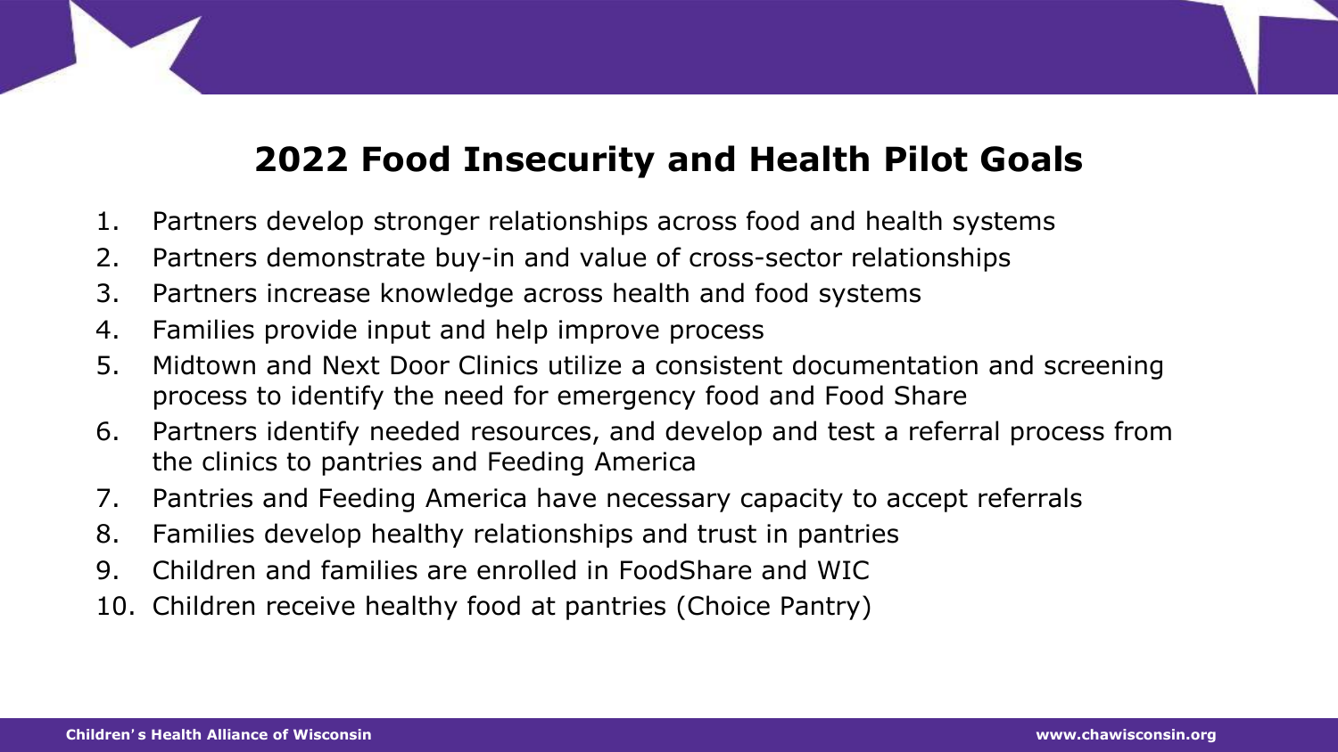## 2022 Food Insecurity and Health Pilot Goals

1. Partners develop stronger relationships across food and health systems
2. Partners demonstrate buy-in and value of cross-sector relationships
3. Partners increase knowledge across health and food systems
4. Families provide input and help improve process
5. Midtown and Next Door Clinics utilize a consistent documentation and screening process to identify the need for emergency food and Food Share
6. Partners identify needed resources, and develop and test a referral process from the clinics to pantries and Feeding America
7. Pantries and Feeding America have necessary capacity to accept referrals
8. Families develop healthy relationships and trust in pantries
9. Children and families are enrolled in FoodShare and WIC
10. Children receive healthy food at pantries (Choice Pantry)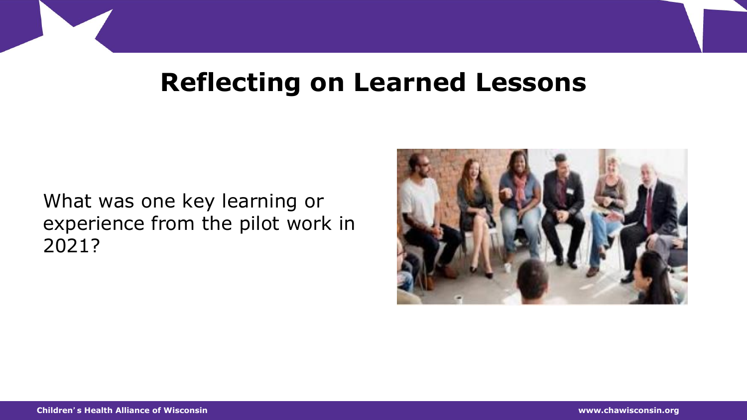# Reflecting on Learned Lessons

What was one key learning or experience from the pilot work in 2021?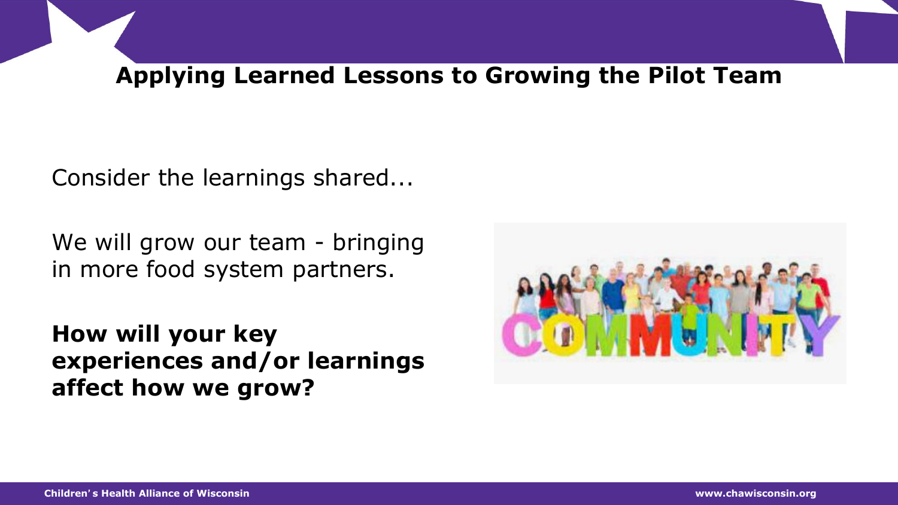# Applying Learned Lessons to Growing the Pilot Team

Consider the learnings shared...

We will grow our team - bringing in more food system partners.

**How will your key experiences and/or learnings affect how we grow?**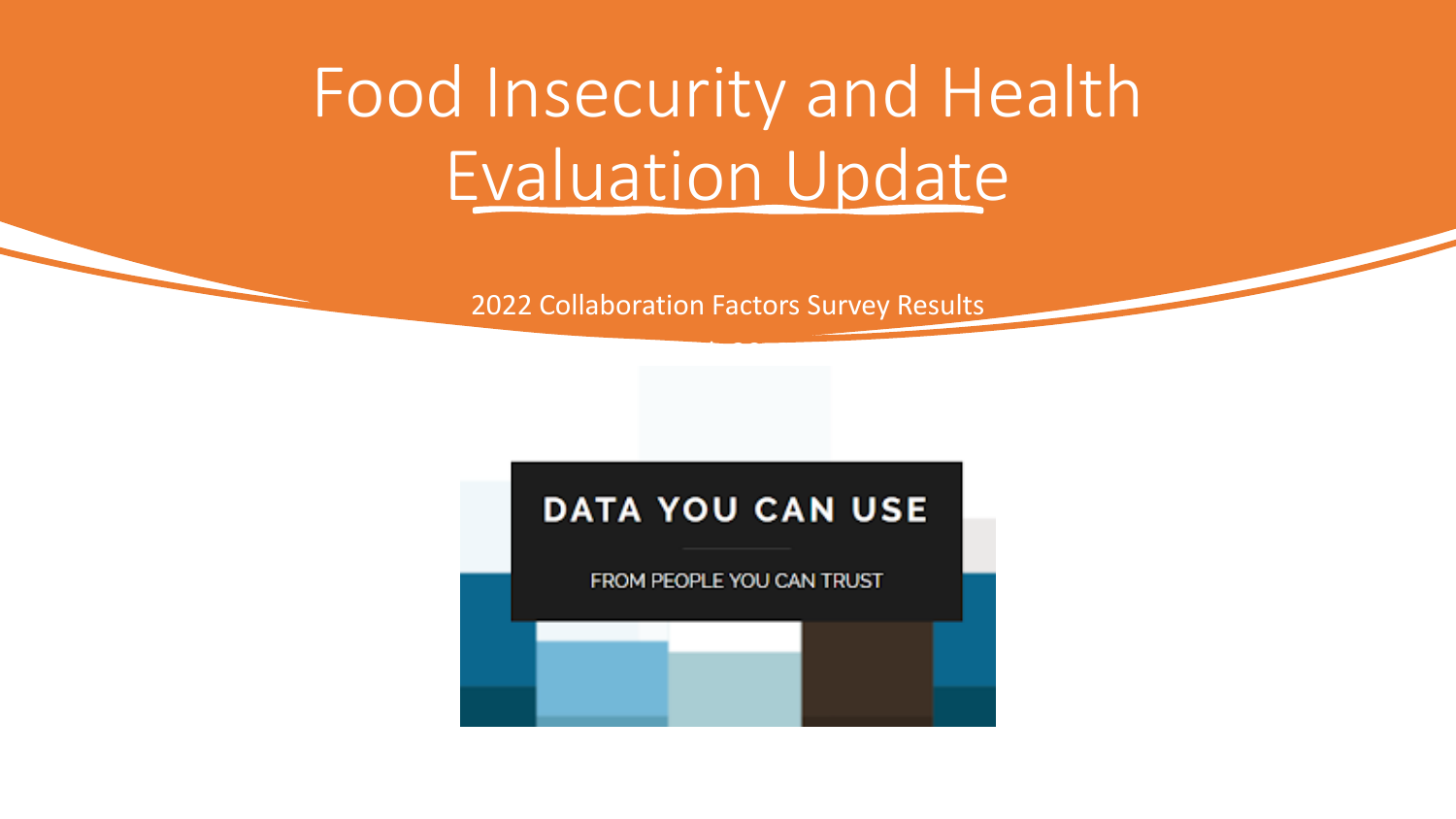# Food Insecurity and Health Evaluation Update

2022 Collaboration Factors Survey Results

DATA YOU CAN USE

FROM PEOPLE YOU CAN TRUST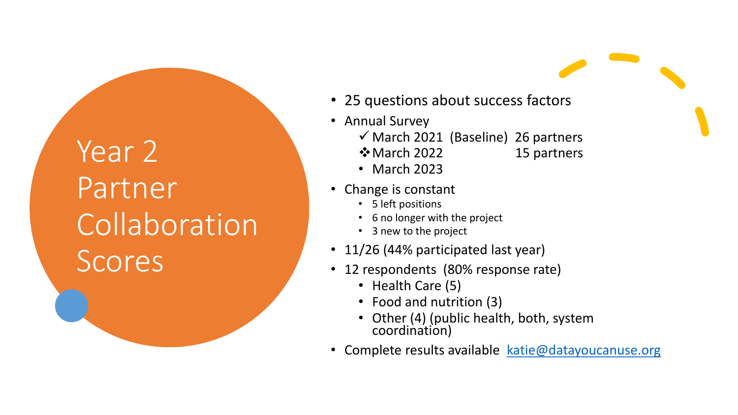# Year 2 Partner Collaboration Scores

- 25 questions about success factors
- Annual Survey
  - ✓ March 2021 (Baseline) 26 partners
  - ❖ March 2022 15 partners
  - March 2023
- Change is constant
  - 5 left positions
  - 6 no longer with the project
  - 3 new to the project
- 11/26 (44% participated last year)
- 12 respondents (80% response rate)
  - Health Care (5)
  - Food and nutrition (3)
  - Other (4) (public health, both, system coordination)
- Complete results available katie@datayoucanuse.org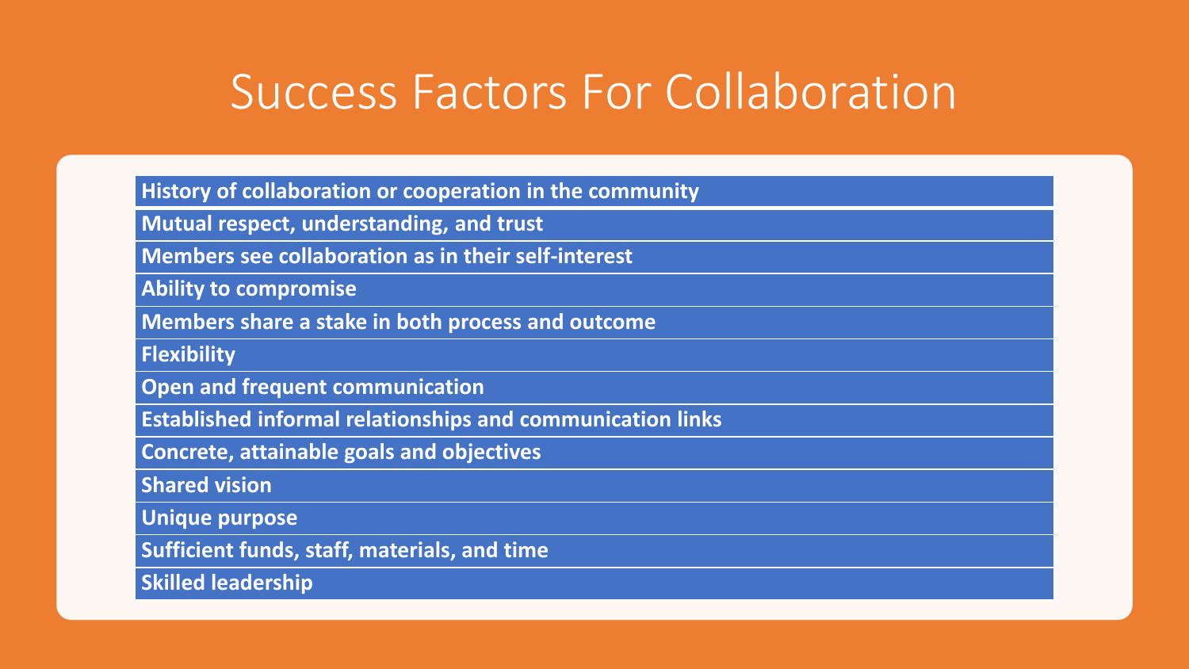# Success Factors For Collaboration

| History of collaboration or cooperation in the community |
|---|
| Mutual respect, understanding, and trust |
| Members see collaboration as in their self-interest |
| Ability to compromise |
| Members share a stake in both process and outcome |
| Flexibility |
| Open and frequent communication |
| Established informal relationships and communication links |
| Concrete, attainable goals and objectives |
| Shared vision |
| Unique purpose |
| Sufficient funds, staff, materials, and time |
| Skilled leadership |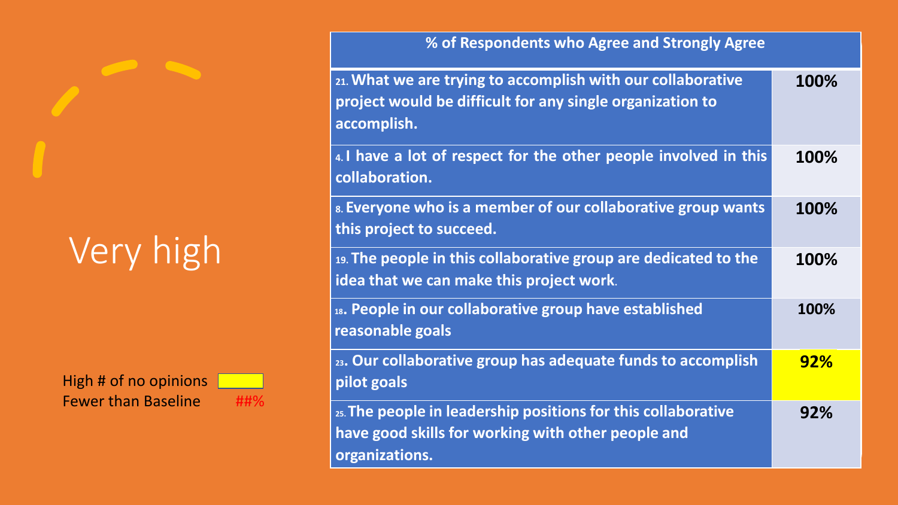# Very high

High # of no opinions (yellow)
Fewer than Baseline ##%

| % of Respondents who Agree and Strongly Agree | |
|---|---|
| 21. What we are trying to accomplish with our collaborative project would be difficult for any single organization to accomplish. | 100% |
| 4. I have a lot of respect for the other people involved in this collaboration. | 100% |
| 8. Everyone who is a member of our collaborative group wants this project to succeed. | 100% |
| 19. The people in this collaborative group are dedicated to the idea that we can make this project work. | 100% |
| 18. People in our collaborative group have established reasonable goals | 100% |
| 23. Our collaborative group has adequate funds to accomplish pilot goals | 92% |
| 25. The people in leadership positions for this collaborative have good skills for working with other people and organizations. | 92% |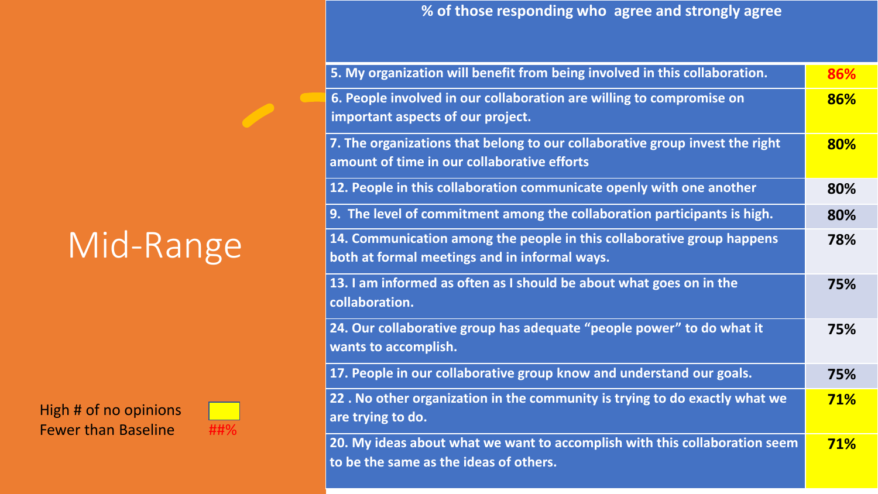# Mid-Range

| % of those responding who agree and strongly agree | |
|---|---|
| 5. My organization will benefit from being involved in this collaboration. | 86% |
| 6. People involved in our collaboration are willing to compromise on important aspects of our project. | 86% |
| 7. The organizations that belong to our collaborative group invest the right amount of time in our collaborative efforts | 80% |
| 12. People in this collaboration communicate openly with one another | 80% |
| 9. The level of commitment among the collaboration participants is high. | 80% |
| 14. Communication among the people in this collaborative group happens both at formal meetings and in informal ways. | 78% |
| 13. I am informed as often as I should be about what goes on in the collaboration. | 75% |
| 24. Our collaborative group has adequate “people power” to do what it wants to accomplish. | 75% |
| 17. People in our collaborative group know and understand our goals. | 75% |
| 22 . No other organization in the community is trying to do exactly what we are trying to do. | 71% |
| 20. My ideas about what we want to accomplish with this collaboration seem to be the same as the ideas of others. | 71% |

High # of no opinions (yellow)

Fewer than Baseline ##% (red)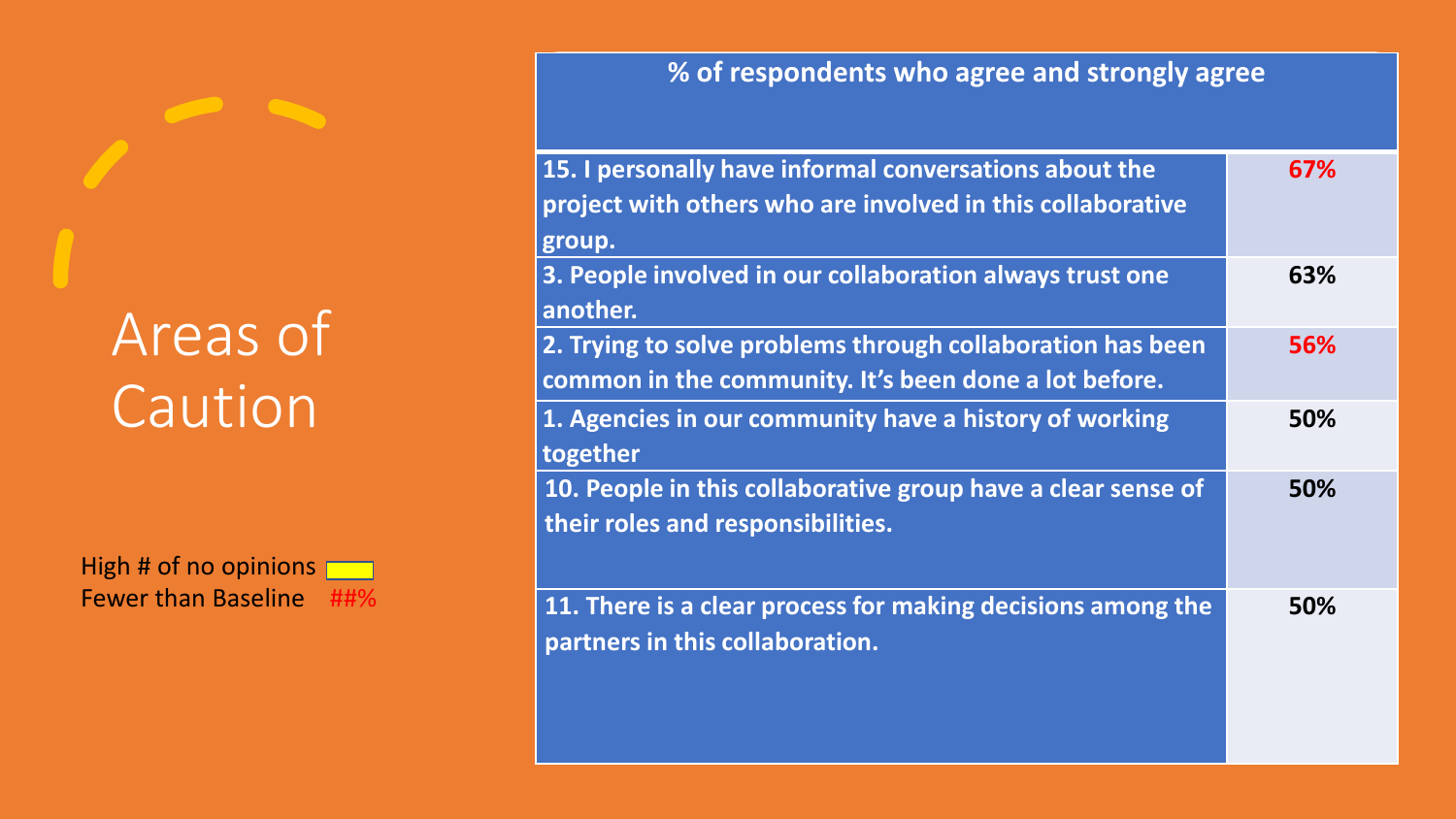# Areas of Caution

High # of no opinions
Fewer than Baseline ##%

| % of respondents who agree and strongly agree | |
|---|---|
| 15. I personally have informal conversations about the project with others who are involved in this collaborative group. | 67% |
| 3. People involved in our collaboration always trust one another. | 63% |
| 2. Trying to solve problems through collaboration has been common in the community. It's been done a lot before. | 56% |
| 1. Agencies in our community have a history of working together | 50% |
| 10. People in this collaborative group have a clear sense of their roles and responsibilities. | 50% |
| 11. There is a clear process for making decisions among the partners in this collaboration. | 50% |